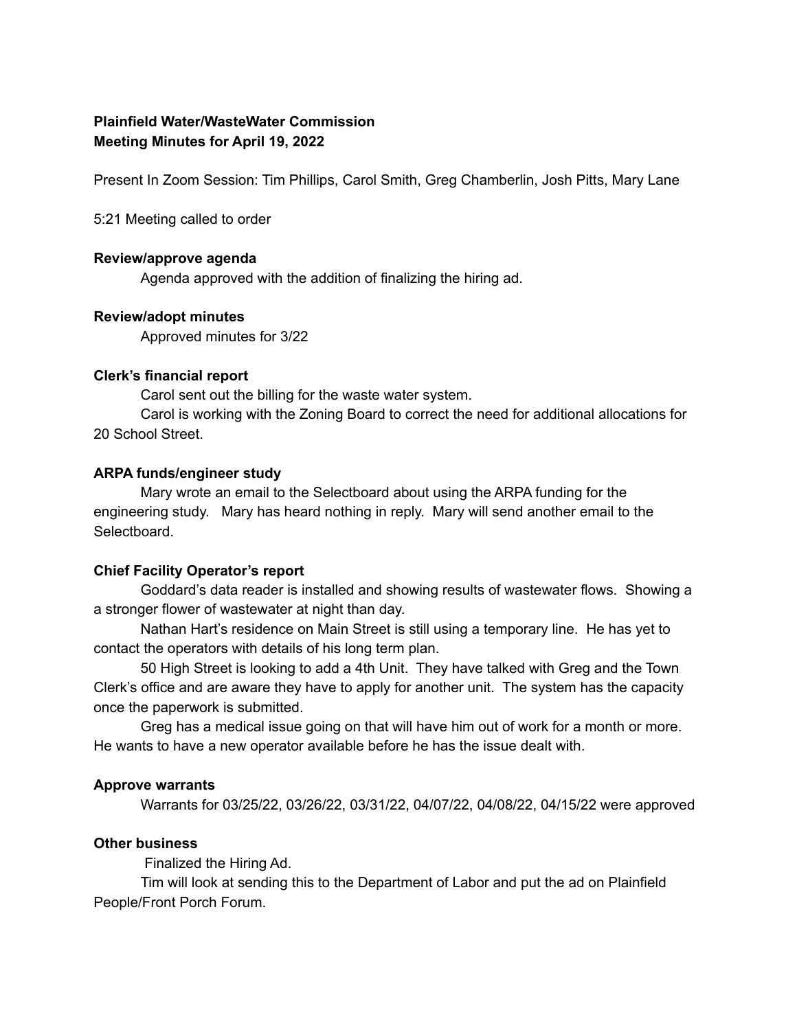**Plainfield Water/WasteWater Commission**
**Meeting Minutes for April 19, 2022**

Present In Zoom Session: Tim Phillips, Carol Smith, Greg Chamberlin, Josh Pitts, Mary Lane

5:21 Meeting called to order

**Review/approve agenda**

Agenda approved with the addition of finalizing the hiring ad.

**Review/adopt minutes**

Approved minutes for 3/22

**Clerk's financial report**

Carol sent out the billing for the waste water system.

Carol is working with the Zoning Board to correct the need for additional allocations for 20 School Street.

**ARPA funds/engineer study**

Mary wrote an email to the Selectboard about using the ARPA funding for the engineering study. Mary has heard nothing in reply. Mary will send another email to the Selectboard.

**Chief Facility Operator's report**

Goddard's data reader is installed and showing results of wastewater flows. Showing a a stronger flower of wastewater at night than day.

Nathan Hart's residence on Main Street is still using a temporary line. He has yet to contact the operators with details of his long term plan.

50 High Street is looking to add a 4th Unit. They have talked with Greg and the Town Clerk's office and are aware they have to apply for another unit. The system has the capacity once the paperwork is submitted.

Greg has a medical issue going on that will have him out of work for a month or more. He wants to have a new operator available before he has the issue dealt with.

**Approve warrants**

Warrants for 03/25/22, 03/26/22, 03/31/22, 04/07/22, 04/08/22, 04/15/22 were approved

**Other business**

Finalized the Hiring Ad.

Tim will look at sending this to the Department of Labor and put the ad on Plainfield People/Front Porch Forum.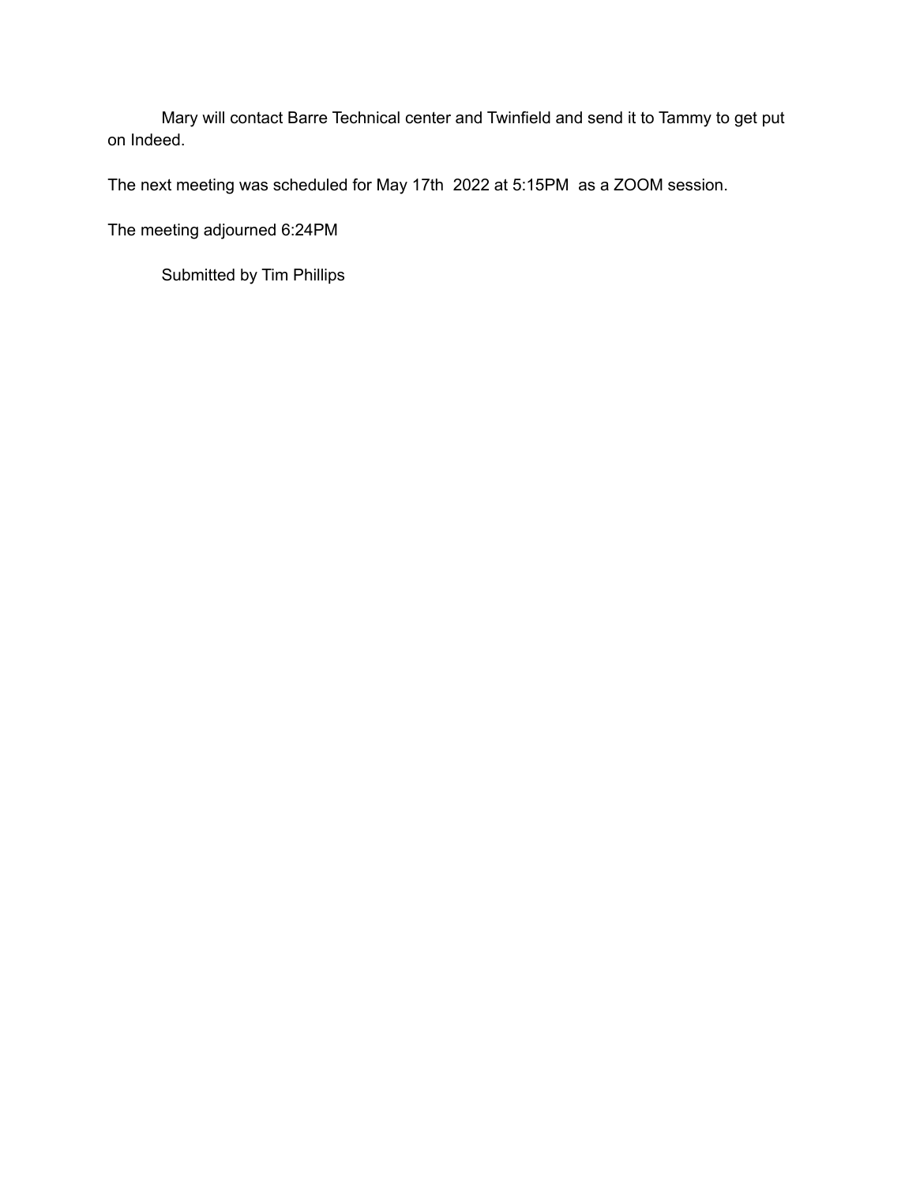Mary will contact Barre Technical center and Twinfield and send it to Tammy to get put on Indeed.

The next meeting was scheduled for May 17th 2022 at 5:15PM as a ZOOM session.

The meeting adjourned 6:24PM

Submitted by Tim Phillips